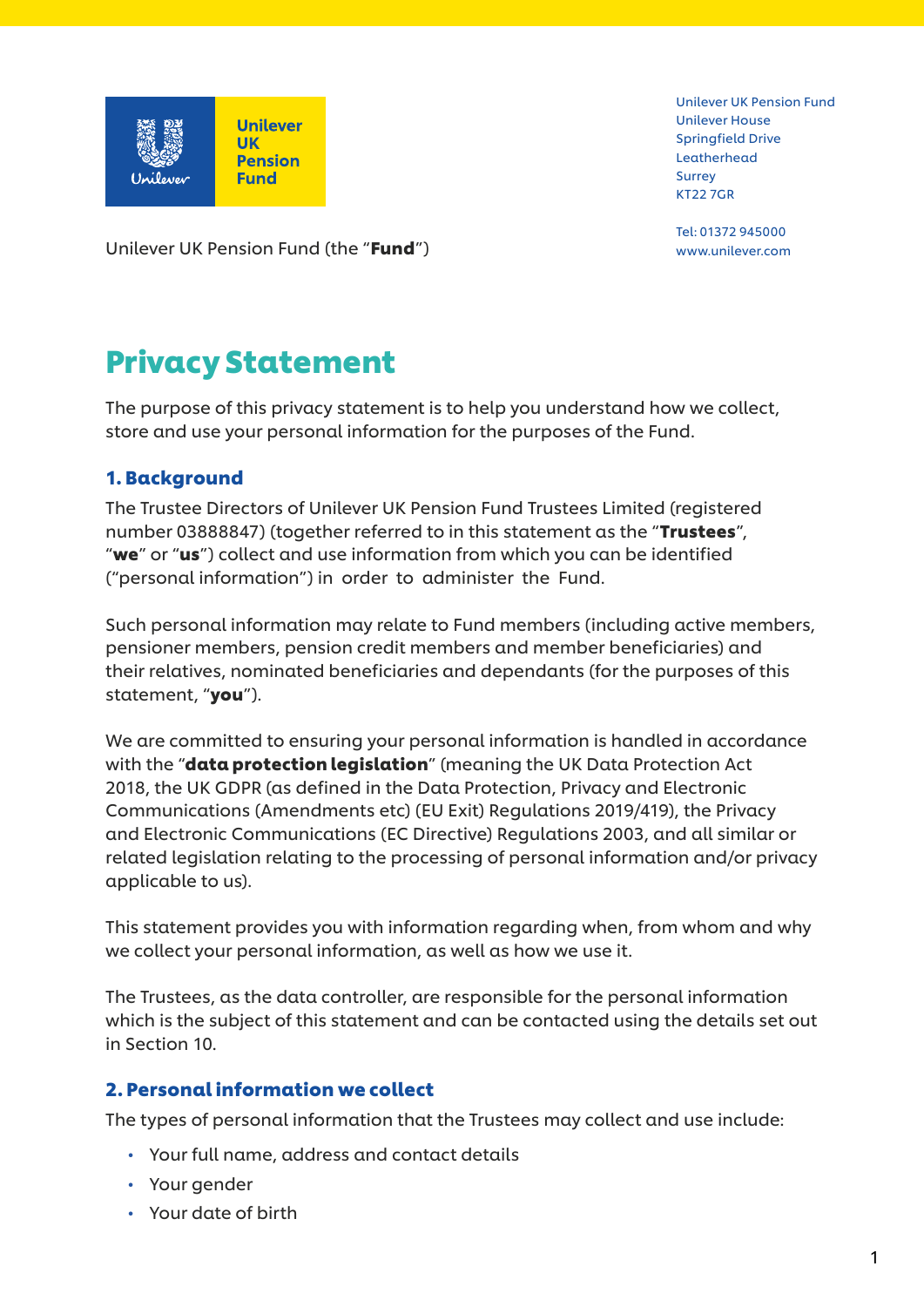Unilever UK Pension Fund
Unilever House
Springfield Drive
Leatherhead
Surrey
KT22 7GR

Tel: 01372 945000
www.unilever.com

Unilever UK Pension Fund (the "**Fund**")

# Privacy Statement

The purpose of this privacy statement is to help you understand how we collect, store and use your personal information for the purposes of the Fund.

## 1. Background

The Trustee Directors of Unilever UK Pension Fund Trustees Limited (registered number 03888847) (together referred to in this statement as the "**Trustees**", "**we**" or "**us**") collect and use information from which you can be identified ("personal information") in order to administer the Fund.

Such personal information may relate to Fund members (including active members, pensioner members, pension credit members and member beneficiaries) and their relatives, nominated beneficiaries and dependants (for the purposes of this statement, "**you**").

We are committed to ensuring your personal information is handled in accordance with the "**data protection legislation**" (meaning the UK Data Protection Act 2018, the UK GDPR (as defined in the Data Protection, Privacy and Electronic Communications (Amendments etc) (EU Exit) Regulations 2019/419), the Privacy and Electronic Communications (EC Directive) Regulations 2003, and all similar or related legislation relating to the processing of personal information and/or privacy applicable to us).

This statement provides you with information regarding when, from whom and why we collect your personal information, as well as how we use it.

The Trustees, as the data controller, are responsible for the personal information which is the subject of this statement and can be contacted using the details set out in Section 10.

## 2. Personal information we collect

The types of personal information that the Trustees may collect and use include:

- Your full name, address and contact details
- Your gender
- Your date of birth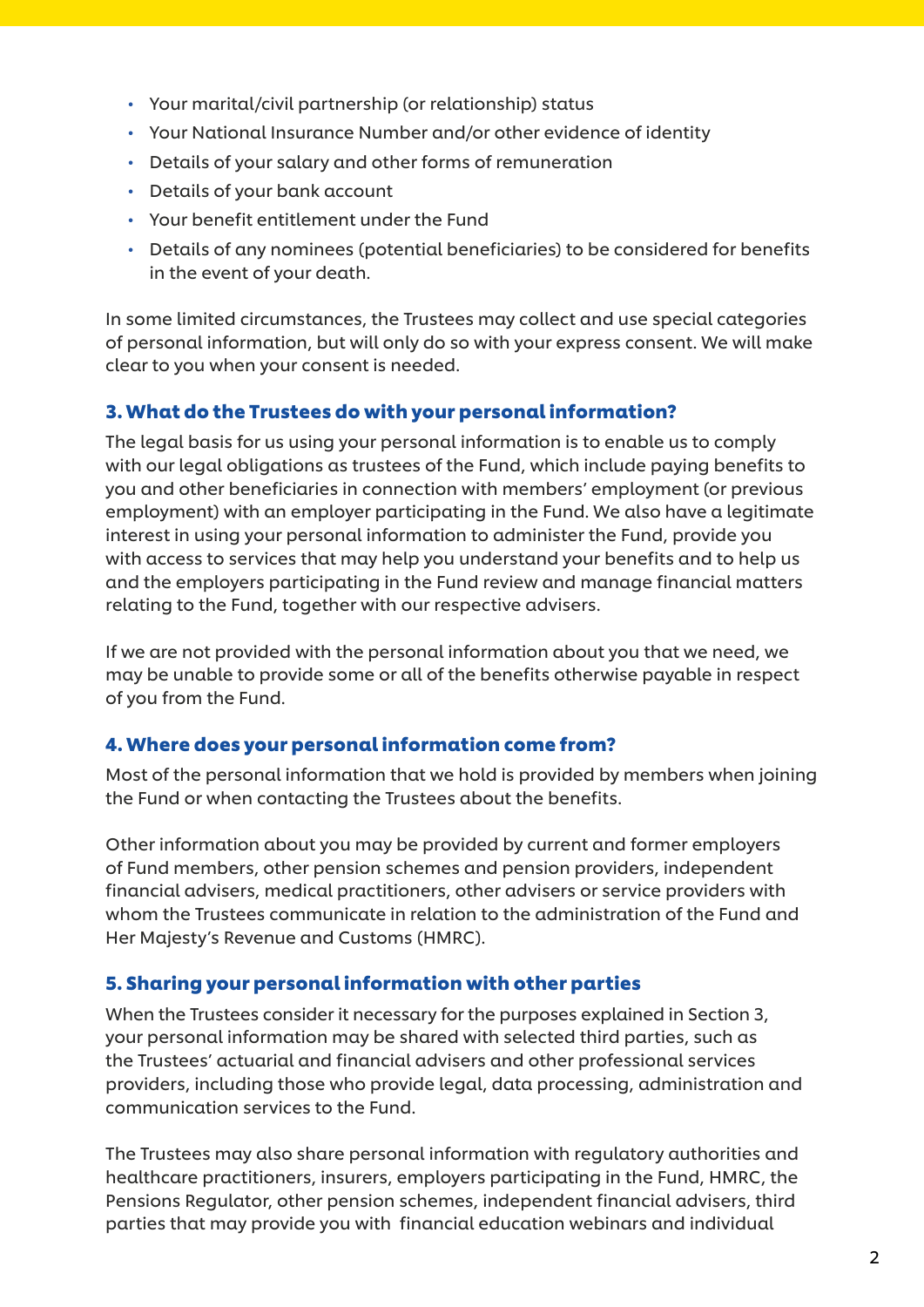- Your marital/civil partnership (or relationship) status
- Your National Insurance Number and/or other evidence of identity
- Details of your salary and other forms of remuneration
- Details of your bank account
- Your benefit entitlement under the Fund
- Details of any nominees (potential beneficiaries) to be considered for benefits in the event of your death.

In some limited circumstances, the Trustees may collect and use special categories of personal information, but will only do so with your express consent. We will make clear to you when your consent is needed.

## 3. What do the Trustees do with your personal information?

The legal basis for us using your personal information is to enable us to comply with our legal obligations as trustees of the Fund, which include paying benefits to you and other beneficiaries in connection with members' employment (or previous employment) with an employer participating in the Fund. We also have a legitimate interest in using your personal information to administer the Fund, provide you with access to services that may help you understand your benefits and to help us and the employers participating in the Fund review and manage financial matters relating to the Fund, together with our respective advisers.

If we are not provided with the personal information about you that we need, we may be unable to provide some or all of the benefits otherwise payable in respect of you from the Fund.

## 4. Where does your personal information come from?

Most of the personal information that we hold is provided by members when joining the Fund or when contacting the Trustees about the benefits.

Other information about you may be provided by current and former employers of Fund members, other pension schemes and pension providers, independent financial advisers, medical practitioners, other advisers or service providers with whom the Trustees communicate in relation to the administration of the Fund and Her Majesty's Revenue and Customs (HMRC).

## 5. Sharing your personal information with other parties

When the Trustees consider it necessary for the purposes explained in Section 3, your personal information may be shared with selected third parties, such as the Trustees' actuarial and financial advisers and other professional services providers, including those who provide legal, data processing, administration and communication services to the Fund.

The Trustees may also share personal information with regulatory authorities and healthcare practitioners, insurers, employers participating in the Fund, HMRC, the Pensions Regulator, other pension schemes, independent financial advisers, third parties that may provide you with financial education webinars and individual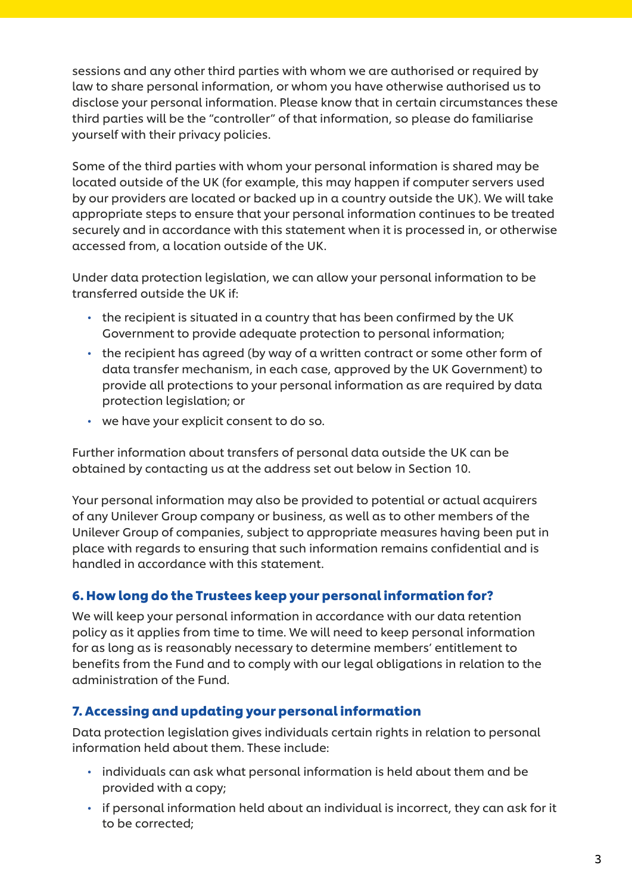sessions and any other third parties with whom we are authorised or required by law to share personal information, or whom you have otherwise authorised us to disclose your personal information. Please know that in certain circumstances these third parties will be the "controller" of that information, so please do familiarise yourself with their privacy policies.

Some of the third parties with whom your personal information is shared may be located outside of the UK (for example, this may happen if computer servers used by our providers are located or backed up in a country outside the UK). We will take appropriate steps to ensure that your personal information continues to be treated securely and in accordance with this statement when it is processed in, or otherwise accessed from, a location outside of the UK.

Under data protection legislation, we can allow your personal information to be transferred outside the UK if:

- the recipient is situated in a country that has been confirmed by the UK Government to provide adequate protection to personal information;
- the recipient has agreed (by way of a written contract or some other form of data transfer mechanism, in each case, approved by the UK Government) to provide all protections to your personal information as are required by data protection legislation; or
- we have your explicit consent to do so.

Further information about transfers of personal data outside the UK can be obtained by contacting us at the address set out below in Section 10.

Your personal information may also be provided to potential or actual acquirers of any Unilever Group company or business, as well as to other members of the Unilever Group of companies, subject to appropriate measures having been put in place with regards to ensuring that such information remains confidential and is handled in accordance with this statement.

## 6. How long do the Trustees keep your personal information for?

We will keep your personal information in accordance with our data retention policy as it applies from time to time. We will need to keep personal information for as long as is reasonably necessary to determine members' entitlement to benefits from the Fund and to comply with our legal obligations in relation to the administration of the Fund.

## 7. Accessing and updating your personal information

Data protection legislation gives individuals certain rights in relation to personal information held about them. These include:

- individuals can ask what personal information is held about them and be provided with a copy;
- if personal information held about an individual is incorrect, they can ask for it to be corrected;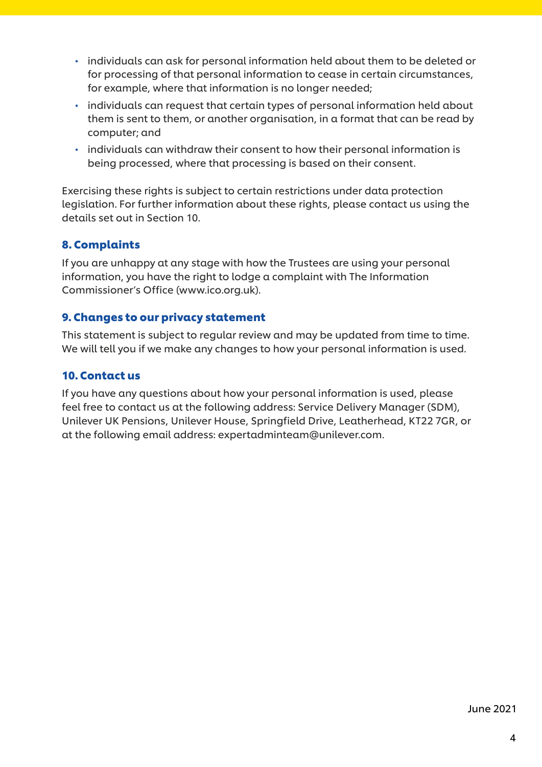- individuals can ask for personal information held about them to be deleted or for processing of that personal information to cease in certain circumstances, for example, where that information is no longer needed;
- individuals can request that certain types of personal information held about them is sent to them, or another organisation, in a format that can be read by computer; and
- individuals can withdraw their consent to how their personal information is being processed, where that processing is based on their consent.

Exercising these rights is subject to certain restrictions under data protection legislation. For further information about these rights, please contact us using the details set out in Section 10.

## 8. Complaints

If you are unhappy at any stage with how the Trustees are using your personal information, you have the right to lodge a complaint with The Information Commissioner's Office (www.ico.org.uk).

## 9. Changes to our privacy statement

This statement is subject to regular review and may be updated from time to time. We will tell you if we make any changes to how your personal information is used.

## 10. Contact us

If you have any questions about how your personal information is used, please feel free to contact us at the following address: Service Delivery Manager (SDM), Unilever UK Pensions, Unilever House, Springfield Drive, Leatherhead, KT22 7GR, or at the following email address: expertadminteam@unilever.com.

June 2021